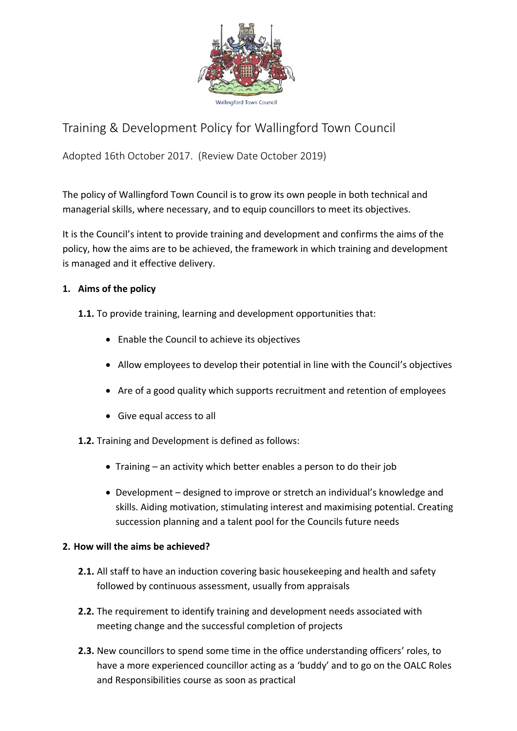Wallingford Town Council

# Training & Development Policy for Wallingford Town Council

Adopted 16th October 2017. (Review Date October 2019)

The policy of Wallingford Town Council is to grow its own people in both technical and managerial skills, where necessary, and to equip councillors to meet its objectives.

It is the Council's intent to provide training and development and confirms the aims of the policy, how the aims are to be achieved, the framework in which training and development is managed and it effective delivery.

**1. Aims of the policy**

**1.1.** To provide training, learning and development opportunities that:

- Enable the Council to achieve its objectives
- Allow employees to develop their potential in line with the Council's objectives
- Are of a good quality which supports recruitment and retention of employees
- Give equal access to all

**1.2.** Training and Development is defined as follows:

- Training – an activity which better enables a person to do their job
- Development – designed to improve or stretch an individual's knowledge and skills. Aiding motivation, stimulating interest and maximising potential. Creating succession planning and a talent pool for the Councils future needs

**2. How will the aims be achieved?**

**2.1.** All staff to have an induction covering basic housekeeping and health and safety followed by continuous assessment, usually from appraisals

**2.2.** The requirement to identify training and development needs associated with meeting change and the successful completion of projects

**2.3.** New councillors to spend some time in the office understanding officers' roles, to have a more experienced councillor acting as a 'buddy' and to go on the OALC Roles and Responsibilities course as soon as practical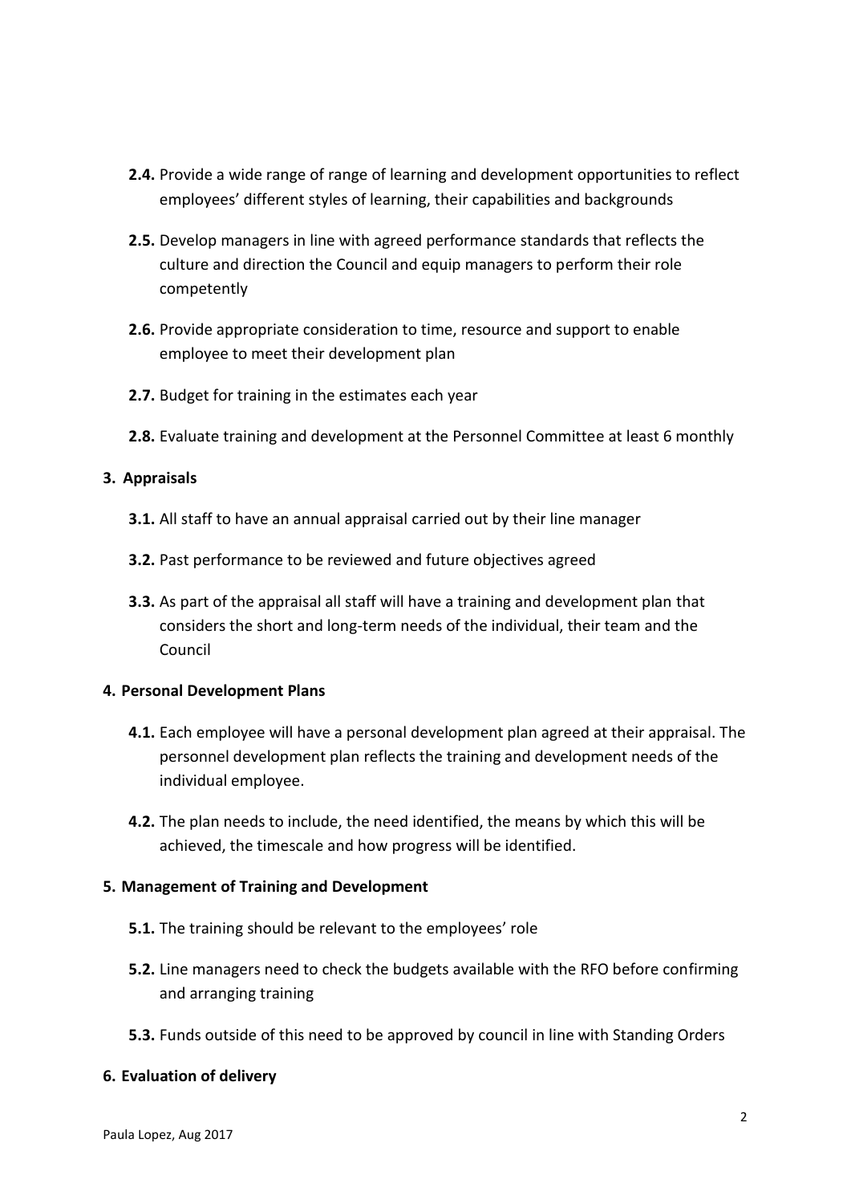- **2.4.** Provide a wide range of range of learning and development opportunities to reflect employees' different styles of learning, their capabilities and backgrounds
- **2.5.** Develop managers in line with agreed performance standards that reflects the culture and direction the Council and equip managers to perform their role competently
- **2.6.** Provide appropriate consideration to time, resource and support to enable employee to meet their development plan
- **2.7.** Budget for training in the estimates each year
- **2.8.** Evaluate training and development at the Personnel Committee at least 6 monthly

**3. Appraisals**

- **3.1.** All staff to have an annual appraisal carried out by their line manager
- **3.2.** Past performance to be reviewed and future objectives agreed
- **3.3.** As part of the appraisal all staff will have a training and development plan that considers the short and long-term needs of the individual, their team and the Council

**4. Personal Development Plans**

- **4.1.** Each employee will have a personal development plan agreed at their appraisal. The personnel development plan reflects the training and development needs of the individual employee.
- **4.2.** The plan needs to include, the need identified, the means by which this will be achieved, the timescale and how progress will be identified.

**5. Management of Training and Development**

- **5.1.** The training should be relevant to the employees' role
- **5.2.** Line managers need to check the budgets available with the RFO before confirming and arranging training
- **5.3.** Funds outside of this need to be approved by council in line with Standing Orders

**6. Evaluation of delivery**

Paula Lopez, Aug 2017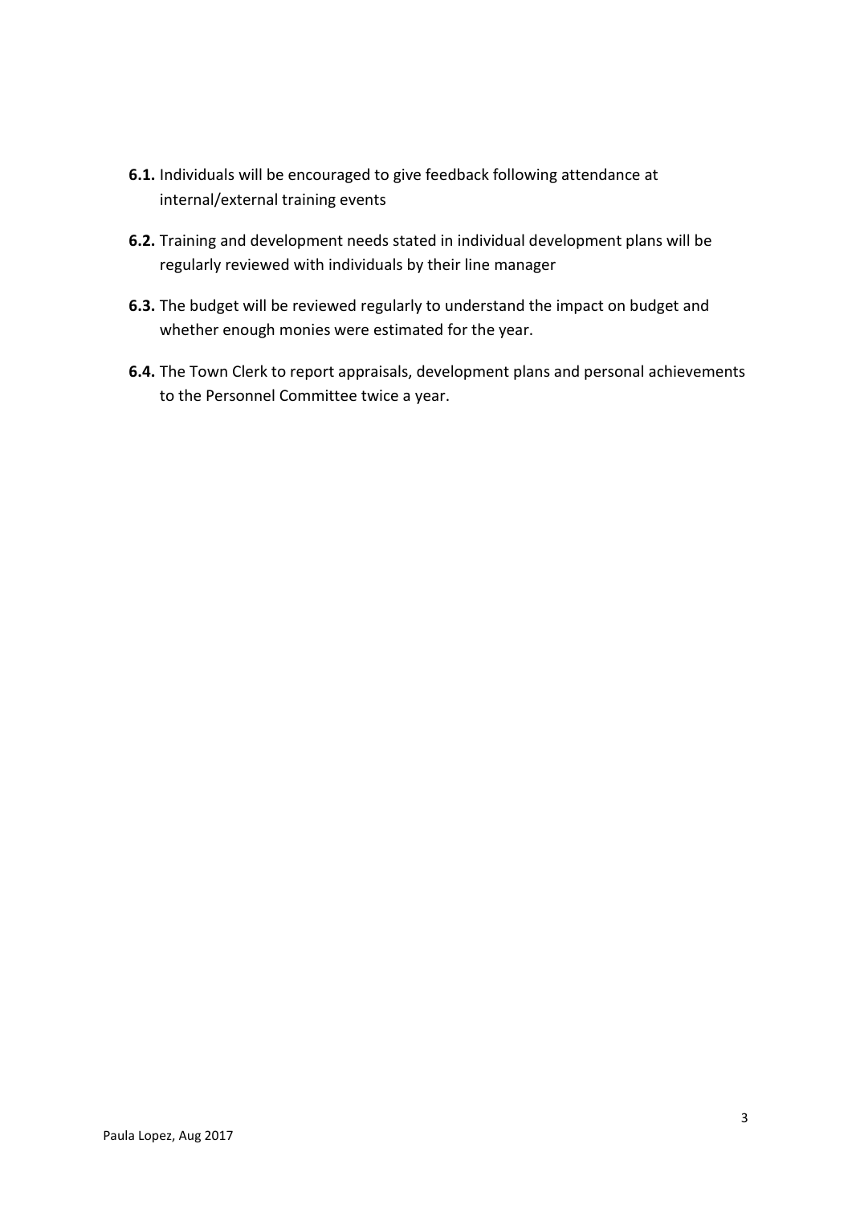**6.1.** Individuals will be encouraged to give feedback following attendance at internal/external training events

**6.2.** Training and development needs stated in individual development plans will be regularly reviewed with individuals by their line manager

**6.3.** The budget will be reviewed regularly to understand the impact on budget and whether enough monies were estimated for the year.

**6.4.** The Town Clerk to report appraisals, development plans and personal achievements to the Personnel Committee twice a year.